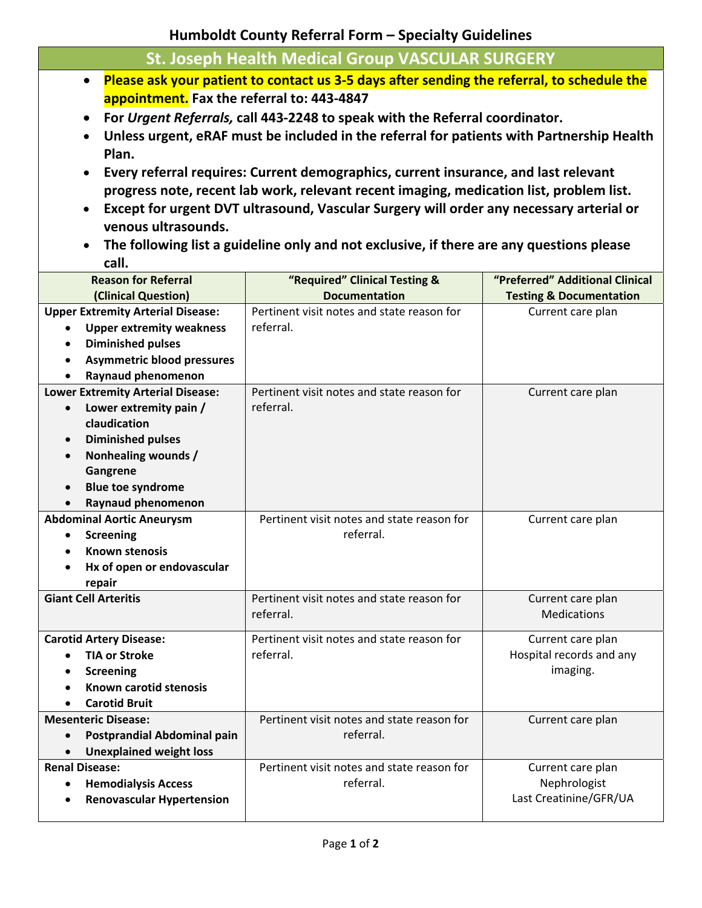# Humboldt County Referral Form – Specialty Guidelines

## St. Joseph Health Medical Group VASCULAR SURGERY

- **Please ask your patient to contact us 3-5 days after sending the referral, to schedule the appointment. Fax the referral to: 443-4847**
- **For *Urgent Referrals,* call 443-2248 to speak with the Referral coordinator.**
- **Unless urgent, eRAF must be included in the referral for patients with Partnership Health Plan.**
- **Every referral requires: Current demographics, current insurance, and last relevant progress note, recent lab work, relevant recent imaging, medication list, problem list.**
- **Except for urgent DVT ultrasound, Vascular Surgery will order any necessary arterial or venous ultrasounds.**
- **The following list a guideline only and not exclusive, if there are any questions please call.**

| Reason for Referral (Clinical Question) | "Required" Clinical Testing & Documentation | "Preferred" Additional Clinical Testing & Documentation |
|---|---|---|
| **Upper Extremity Arterial Disease:**<br>• **Upper extremity weakness**<br>• **Diminished pulses**<br>• **Asymmetric blood pressures**<br>• **Raynaud phenomenon** | Pertinent visit notes and state reason for referral. | Current care plan |
| **Lower Extremity Arterial Disease:**<br>• **Lower extremity pain / claudication**<br>• **Diminished pulses**<br>• **Nonhealing wounds / Gangrene**<br>• **Blue toe syndrome**<br>• **Raynaud phenomenon** | Pertinent visit notes and state reason for referral. | Current care plan |
| **Abdominal Aortic Aneurysm**<br>• **Screening**<br>• **Known stenosis**<br>• **Hx of open or endovascular repair** | Pertinent visit notes and state reason for referral. | Current care plan |
| **Giant Cell Arteritis** | Pertinent visit notes and state reason for referral. | Current care plan<br>Medications |
| **Carotid Artery Disease:**<br>• **TIA or Stroke**<br>• **Screening**<br>• **Known carotid stenosis**<br>• **Carotid Bruit** | Pertinent visit notes and state reason for referral. | Current care plan<br>Hospital records and any imaging. |
| **Mesenteric Disease:**<br>• **Postprandial Abdominal pain**<br>• **Unexplained weight loss** | Pertinent visit notes and state reason for referral. | Current care plan |
| **Renal Disease:**<br>• **Hemodialysis Access**<br>• **Renovascular Hypertension** | Pertinent visit notes and state reason for referral. | Current care plan<br>Nephrologist<br>Last Creatinine/GFR/UA |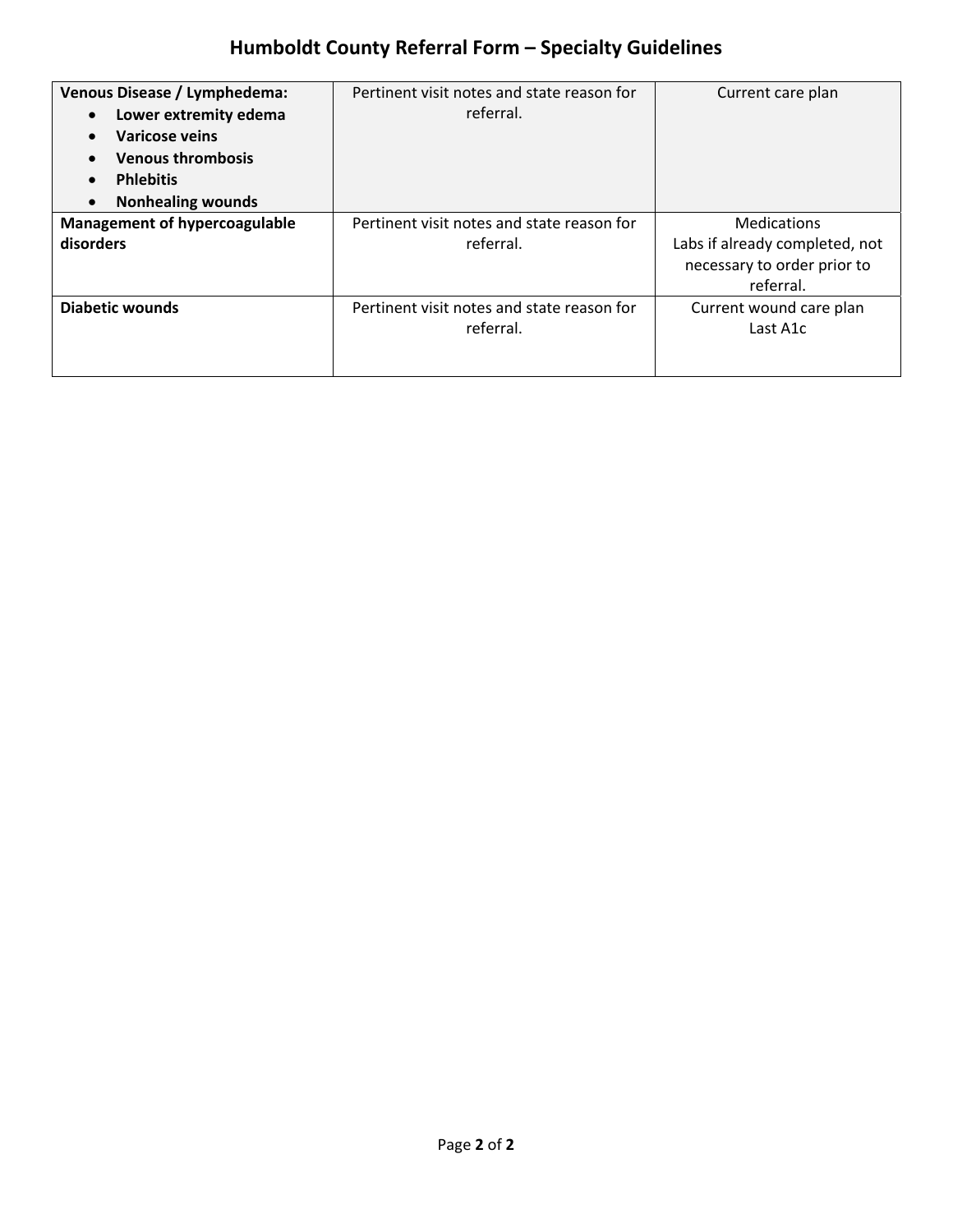# Humboldt County Referral Form – Specialty Guidelines

| | | |
|---|---|---|
| **Venous Disease / Lymphedema:**<br>• **Lower extremity edema**<br>• **Varicose veins**<br>• **Venous thrombosis**<br>• **Phlebitis**<br>• **Nonhealing wounds** | Pertinent visit notes and state reason for referral. | Current care plan |
| **Management of hypercoagulable disorders** | Pertinent visit notes and state reason for referral. | Medications<br>Labs if already completed, not necessary to order prior to referral. |
| **Diabetic wounds** | Pertinent visit notes and state reason for referral. | Current wound care plan<br>Last A1c |